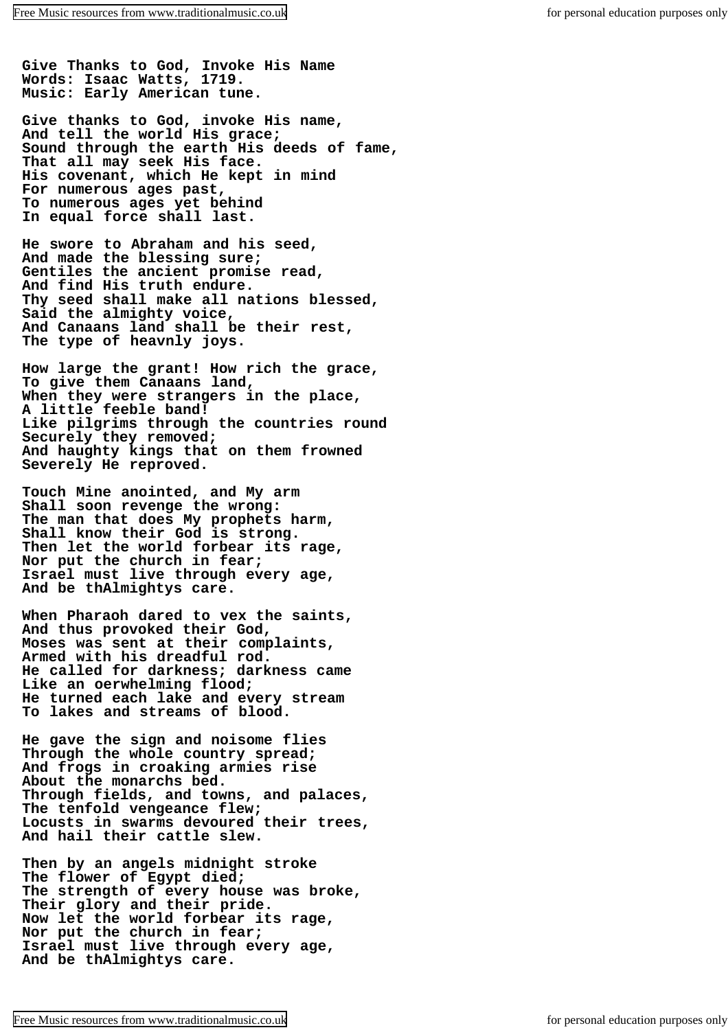**Give Thanks to God, Invoke His Name**
**Words: Isaac Watts, 1719.**
**Music: Early American tune.**

Give thanks to God, invoke His name,
And tell the world His grace;
Sound through the earth His deeds of fame,
That all may seek His face.
His covenant, which He kept in mind
For numerous ages past,
To numerous ages yet behind
In equal force shall last.

He swore to Abraham and his seed,
And made the blessing sure;
Gentiles the ancient promise read,
And find His truth endure.
Thy seed shall make all nations blessed,
Said the almighty voice,
And Canaans land shall be their rest,
The type of heavnly joys.

How large the grant! How rich the grace,
To give them Canaans land,
When they were strangers in the place,
A little feeble band!
Like pilgrims through the countries round
Securely they removed;
And haughty kings that on them frowned
Severely He reproved.

Touch Mine anointed, and My arm
Shall soon revenge the wrong:
The man that does My prophets harm,
Shall know their God is strong.
Then let the world forbear its rage,
Nor put the church in fear;
Israel must live through every age,
And be thAlmightys care.

When Pharaoh dared to vex the saints,
And thus provoked their God,
Moses was sent at their complaints,
Armed with his dreadful rod.
He called for darkness; darkness came
Like an oerwhelming flood;
He turned each lake and every stream
To lakes and streams of blood.

He gave the sign and noisome flies
Through the whole country spread;
And frogs in croaking armies rise
About the monarchs bed.
Through fields, and towns, and palaces,
The tenfold vengeance flew;
Locusts in swarms devoured their trees,
And hail their cattle slew.

Then by an angels midnight stroke
The flower of Egypt died;
The strength of every house was broke,
Their glory and their pride.
Now let the world forbear its rage,
Nor put the church in fear;
Israel must live through every age,
And be thAlmightys care.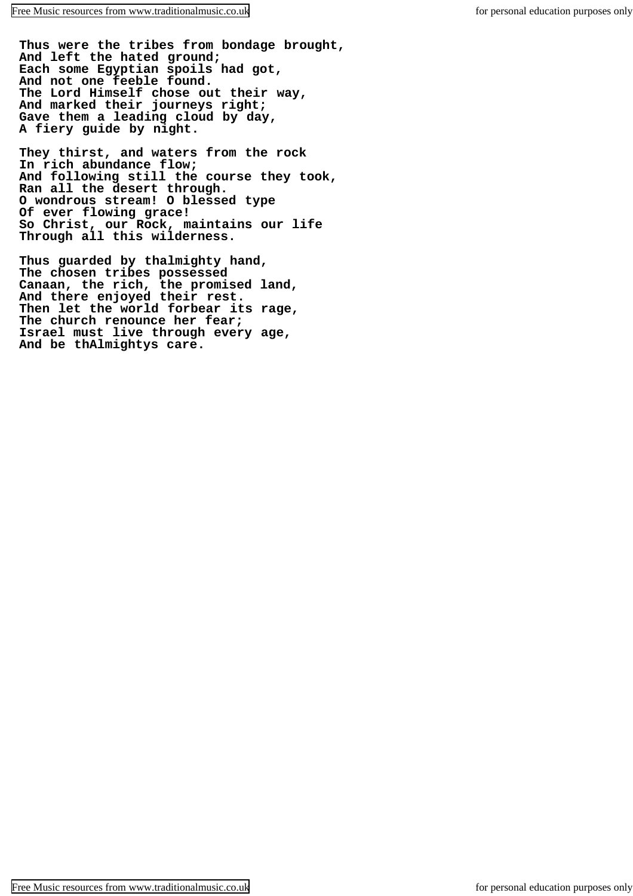**Thus were the tribes from bondage brought,**
**And left the hated ground;**
**Each some Egyptian spoils had got,**
**And not one feeble found.**
**The Lord Himself chose out their way,**
**And marked their journeys right;**
**Gave them a leading cloud by day,**
**A fiery guide by night.**

**They thirst, and waters from the rock**
**In rich abundance flow;**
**And following still the course they took,**
**Ran all the desert through.**
**O wondrous stream! O blessed type**
**Of ever flowing grace!**
**So Christ, our Rock, maintains our life**
**Through all this wilderness.**

**Thus guarded by thalmighty hand,**
**The chosen tribes possessed**
**Canaan, the rich, the promised land,**
**And there enjoyed their rest.**
**Then let the world forbear its rage,**
**The church renounce her fear;**
**Israel must live through every age,**
**And be thAlmightys care.**